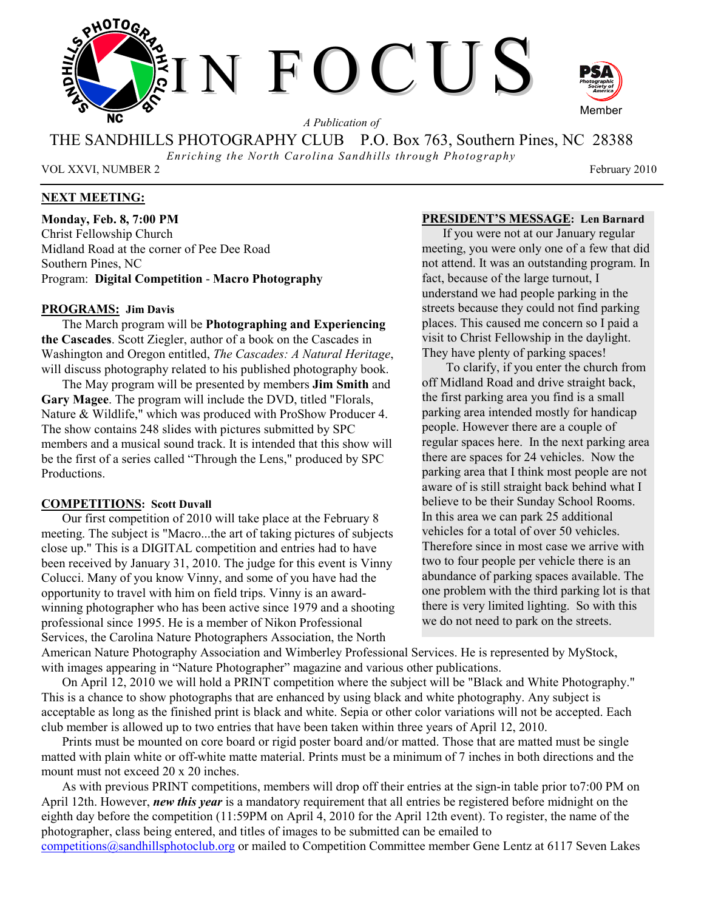# IN FOCUS

*A Publication of*

THE SANDHILLS PHOTOGRAPHY CLUB P.O. Box 763, Southern Pines, NC 28388

*Enriching the North Carolina Sandhills through Photography*

VOL XXVI, NUMBER 2 February 2010

## NEXT MEETING:

**Monday, Feb. 8, 7:00 PM**
Christ Fellowship Church
Midland Road at the corner of Pee Dee Road
Southern Pines, NC
Program: **Digital Competition** - **Macro Photography**

## PROGRAMS: Jim Davis

The March program will be **Photographing and Experiencing the Cascades**. Scott Ziegler, author of a book on the Cascades in Washington and Oregon entitled, *The Cascades: A Natural Heritage*, will discuss photography related to his published photography book.

The May program will be presented by members **Jim Smith** and **Gary Magee**. The program will include the DVD, titled "Florals, Nature & Wildlife," which was produced with ProShow Producer 4. The show contains 248 slides with pictures submitted by SPC members and a musical sound track. It is intended that this show will be the first of a series called "Through the Lens," produced by SPC Productions.

## COMPETITIONS: Scott Duvall

Our first competition of 2010 will take place at the February 8 meeting. The subject is "Macro...the art of taking pictures of subjects close up." This is a DIGITAL competition and entries had to have been received by January 31, 2010. The judge for this event is Vinny Colucci. Many of you know Vinny, and some of you have had the opportunity to travel with him on field trips. Vinny is an award-winning photographer who has been active since 1979 and a shooting professional since 1995. He is a member of Nikon Professional Services, the Carolina Nature Photographers Association, the North American Nature Photography Association and Wimberley Professional Services. He is represented by MyStock, with images appearing in "Nature Photographer" magazine and various other publications.

On April 12, 2010 we will hold a PRINT competition where the subject will be "Black and White Photography." This is a chance to show photographs that are enhanced by using black and white photography. Any subject is acceptable as long as the finished print is black and white. Sepia or other color variations will not be accepted. Each club member is allowed up to two entries that have been taken within three years of April 12, 2010.

Prints must be mounted on core board or rigid poster board and/or matted. Those that are matted must be single matted with plain white or off-white matte material. Prints must be a minimum of 7 inches in both directions and the mount must not exceed 20 x 20 inches.

As with previous PRINT competitions, members will drop off their entries at the sign-in table prior to7:00 PM on April 12th. However, ***new this year*** is a mandatory requirement that all entries be registered before midnight on the eighth day before the competition (11:59PM on April 4, 2010 for the April 12th event). To register, the name of the photographer, class being entered, and titles of images to be submitted can be emailed to competitions@sandhillsphotoclub.org or mailed to Competition Committee member Gene Lentz at 6117 Seven Lakes

## PRESIDENT'S MESSAGE: Len Barnard

If you were not at our January regular meeting, you were only one of a few that did not attend. It was an outstanding program. In fact, because of the large turnout, I understand we had people parking in the streets because they could not find parking places. This caused me concern so I paid a visit to Christ Fellowship in the daylight. They have plenty of parking spaces!

To clarify, if you enter the church from off Midland Road and drive straight back, the first parking area you find is a small parking area intended mostly for handicap people. However there are a couple of regular spaces here. In the next parking area there are spaces for 24 vehicles. Now the parking area that I think most people are not aware of is still straight back behind what I believe to be their Sunday School Rooms. In this area we can park 25 additional vehicles for a total of over 50 vehicles. Therefore since in most case we arrive with two to four people per vehicle there is an abundance of parking spaces available. The one problem with the third parking lot is that there is very limited lighting. So with this we do not need to park on the streets.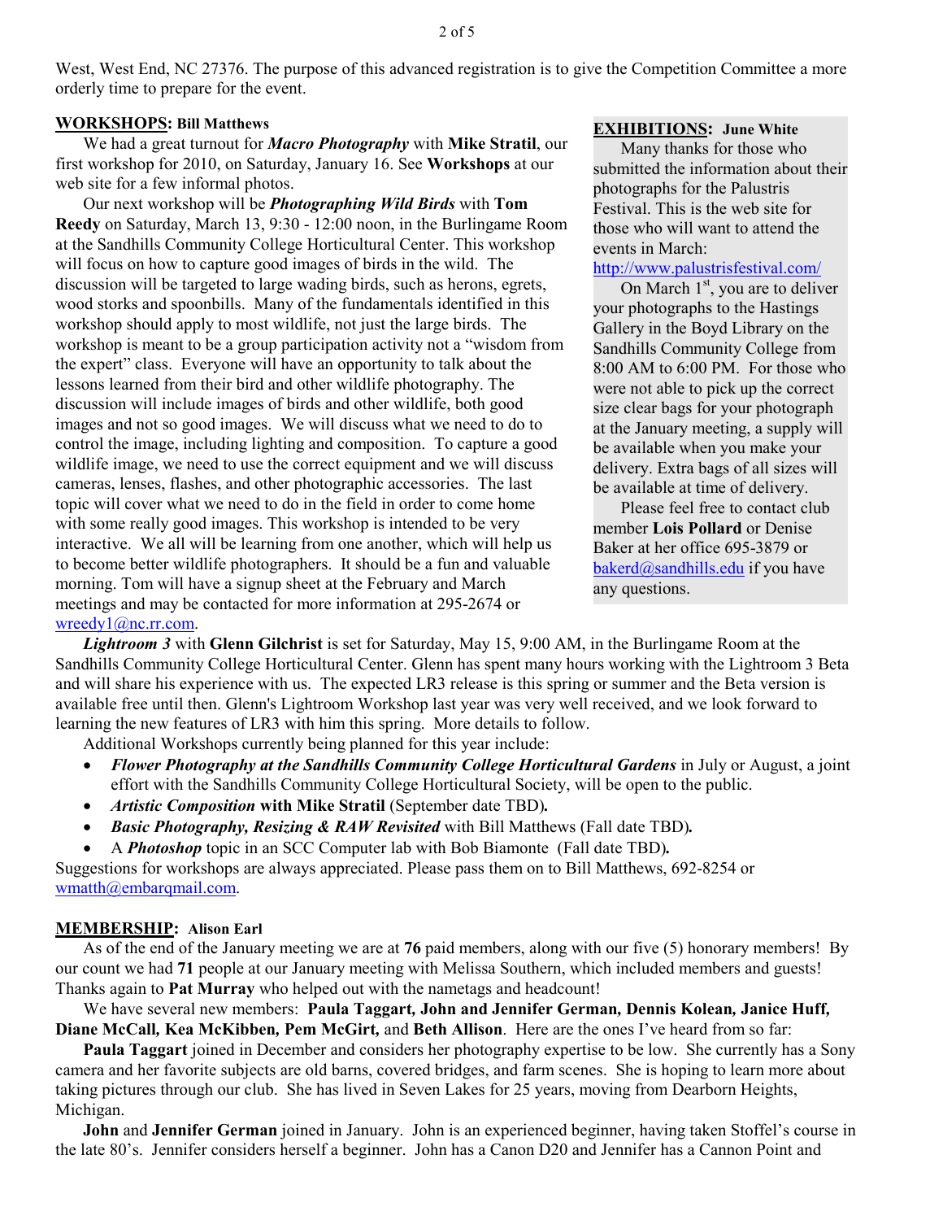West, West End, NC 27376. The purpose of this advanced registration is to give the Competition Committee a more orderly time to prepare for the event.

**WORKSHOPS: Bill Matthews**

We had a great turnout for ***Macro Photography*** with **Mike Stratil**, our first workshop for 2010, on Saturday, January 16. See **Workshops** at our web site for a few informal photos.

Our next workshop will be ***Photographing Wild Birds*** with **Tom Reedy** on Saturday, March 13, 9:30 - 12:00 noon, in the Burlingame Room at the Sandhills Community College Horticultural Center. This workshop will focus on how to capture good images of birds in the wild. The discussion will be targeted to large wading birds, such as herons, egrets, wood storks and spoonbills. Many of the fundamentals identified in this workshop should apply to most wildlife, not just the large birds. The workshop is meant to be a group participation activity not a "wisdom from the expert" class. Everyone will have an opportunity to talk about the lessons learned from their bird and other wildlife photography. The discussion will include images of birds and other wildlife, both good images and not so good images. We will discuss what we need to do to control the image, including lighting and composition. To capture a good wildlife image, we need to use the correct equipment and we will discuss cameras, lenses, flashes, and other photographic accessories. The last topic will cover what we need to do in the field in order to come home with some really good images. This workshop is intended to be very interactive. We all will be learning from one another, which will help us to become better wildlife photographers. It should be a fun and valuable morning. Tom will have a signup sheet at the February and March meetings and may be contacted for more information at 295-2674 or wreedy1@nc.rr.com.

***Lightroom 3*** with **Glenn Gilchrist** is set for Saturday, May 15, 9:00 AM, in the Burlingame Room at the Sandhills Community College Horticultural Center. Glenn has spent many hours working with the Lightroom 3 Beta and will share his experience with us. The expected LR3 release is this spring or summer and the Beta version is available free until then. Glenn's Lightroom Workshop last year was very well received, and we look forward to learning the new features of LR3 with him this spring. More details to follow.

Additional Workshops currently being planned for this year include:

- ***Flower Photography at the Sandhills Community College Horticultural Gardens*** in July or August, a joint effort with the Sandhills Community College Horticultural Society, will be open to the public.
- ***Artistic Composition* with Mike Stratil** (September date TBD).
- ***Basic Photography, Resizing & RAW Revisited*** with Bill Matthews (Fall date TBD).
- A ***Photoshop*** topic in an SCC Computer lab with Bob Biamonte (Fall date TBD).

Suggestions for workshops are always appreciated. Please pass them on to Bill Matthews, 692-8254 or wmatth@embarqmail.com.

**EXHIBITIONS: June White**

Many thanks for those who submitted the information about their photographs for the Palustris Festival. This is the web site for those who will want to attend the events in March: http://www.palustrisfestival.com/

On March 1st, you are to deliver your photographs to the Hastings Gallery in the Boyd Library on the Sandhills Community College from 8:00 AM to 6:00 PM. For those who were not able to pick up the correct size clear bags for your photograph at the January meeting, a supply will be available when you make your delivery. Extra bags of all sizes will be available at time of delivery.

Please feel free to contact club member **Lois Pollard** or Denise Baker at her office 695-3879 or bakerd@sandhills.edu if you have any questions.

**MEMBERSHIP: Alison Earl**

As of the end of the January meeting we are at **76** paid members, along with our five (5) honorary members! By our count we had **71** people at our January meeting with Melissa Southern, which included members and guests! Thanks again to **Pat Murray** who helped out with the nametags and headcount!

We have several new members: **Paula Taggart, John and Jennifer German, Dennis Kolean, Janice Huff, Diane McCall, Kea McKibben, Pem McGirt,** and **Beth Allison**. Here are the ones I've heard from so far:

**Paula Taggart** joined in December and considers her photography expertise to be low. She currently has a Sony camera and her favorite subjects are old barns, covered bridges, and farm scenes. She is hoping to learn more about taking pictures through our club. She has lived in Seven Lakes for 25 years, moving from Dearborn Heights, Michigan.

**John** and **Jennifer German** joined in January. John is an experienced beginner, having taken Stoffel's course in the late 80's. Jennifer considers herself a beginner. John has a Canon D20 and Jennifer has a Cannon Point and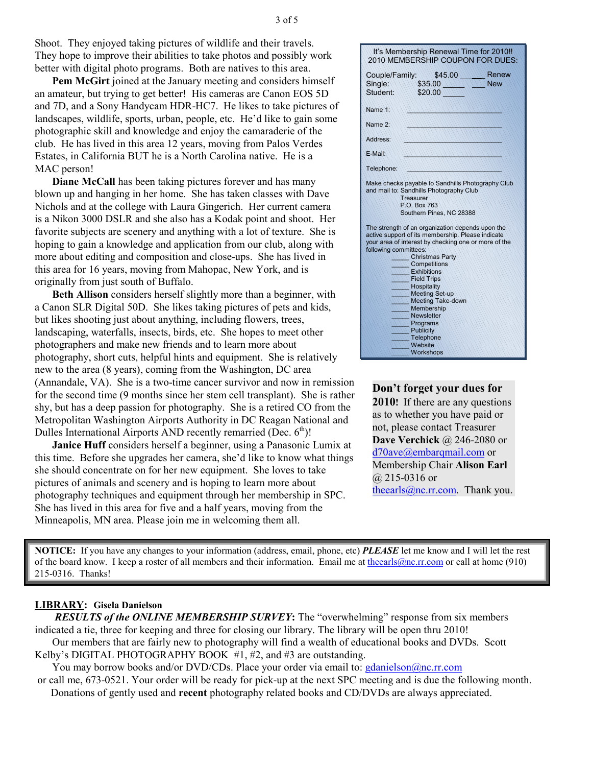Shoot. They enjoyed taking pictures of wildlife and their travels. They hope to improve their abilities to take photos and possibly work better with digital photo programs. Both are natives to this area.

**Pem McGirt** joined at the January meeting and considers himself an amateur, but trying to get better! His cameras are Canon EOS 5D and 7D, and a Sony Handycam HDR-HC7. He likes to take pictures of landscapes, wildlife, sports, urban, people, etc. He'd like to gain some photographic skill and knowledge and enjoy the camaraderie of the club. He has lived in this area 12 years, moving from Palos Verdes Estates, in California BUT he is a North Carolina native. He is a MAC person!

**Diane McCall** has been taking pictures forever and has many blown up and hanging in her home. She has taken classes with Dave Nichols and at the college with Laura Gingerich. Her current camera is a Nikon 3000 DSLR and she also has a Kodak point and shoot. Her favorite subjects are scenery and anything with a lot of texture. She is hoping to gain a knowledge and application from our club, along with more about editing and composition and close-ups. She has lived in this area for 16 years, moving from Mahopac, New York, and is originally from just south of Buffalo.

**Beth Allison** considers herself slightly more than a beginner, with a Canon SLR Digital 50D. She likes taking pictures of pets and kids, but likes shooting just about anything, including flowers, trees, landscaping, waterfalls, insects, birds, etc. She hopes to meet other photographers and make new friends and to learn more about photography, short cuts, helpful hints and equipment. She is relatively new to the area (8 years), coming from the Washington, DC area (Annandale, VA). She is a two-time cancer survivor and now in remission for the second time (9 months since her stem cell transplant). She is rather shy, but has a deep passion for photography. She is a retired CO from the Metropolitan Washington Airports Authority in DC Reagan National and Dulles International Airports AND recently remarried (Dec. 6th)!

**Janice Huff** considers herself a beginner, using a Panasonic Lumix at this time. Before she upgrades her camera, she'd like to know what things she should concentrate on for her new equipment. She loves to take pictures of animals and scenery and is hoping to learn more about photography techniques and equipment through her membership in SPC. She has lived in this area for five and a half years, moving from the Minneapolis, MN area. Please join me in welcoming them all.

---

It's Membership Renewal Time for 2010!!
2010 MEMBERSHIP COUPON FOR DUES:

Couple/Family: $45.00 _____ ___ Renew
Single: $35.00 _____ ___ New
Student: $20.00 _____

Name 1: ______________________

Name 2: ______________________

Address: ______________________

E-Mail: ______________________

Telephone: ______________________

Make checks payable to Sandhills Photography Club and mail to: Sandhills Photography Club
Treasurer
P.O. Box 763
Southern Pines, NC 28388

The strength of an organization depends upon the active support of its membership. Please indicate your area of interest by checking one or more of the following committees:

_____ Christmas Party
_____ Competitions
_____ Exhibitions
_____ Field Trips
_____ Hospitality
_____ Meeting Set-up
_____ Meeting Take-down
_____ Membership
_____ Newsletter
_____ Programs
_____ Publicity
_____ Telephone
_____ Website
_____ Workshops

---

**Don't forget your dues for 2010!** If there are any questions as to whether you have paid or not, please contact Treasurer **Dave Verchick** @ 246-2080 or d70ave@embarqmail.com or Membership Chair **Alison Earl** @ 215-0316 or theearls@nc.rr.com. Thank you.

---

**NOTICE:** If you have any changes to your information (address, email, phone, etc) ***PLEASE*** let me know and I will let the rest of the board know. I keep a roster of all members and their information. Email me at theearls@nc.rr.com or call at home (910) 215-0316. Thanks!

---

**LIBRARY: Gisela Danielson**

***RESULTS of the ONLINE MEMBERSHIP SURVEY*:** The "overwhelming" response from six members indicated a tie, three for keeping and three for closing our library. The library will be open thru 2010!

Our members that are fairly new to photography will find a wealth of educational books and DVDs. Scott Kelby's DIGITAL PHOTOGRAPHY BOOK #1, #2, and #3 are outstanding.

You may borrow books and/or DVD/CDs. Place your order via email to: gdanielson@nc.rr.com or call me, 673-0521. Your order will be ready for pick-up at the next SPC meeting and is due the following month.

Donations of gently used and **recent** photography related books and CD/DVDs are always appreciated.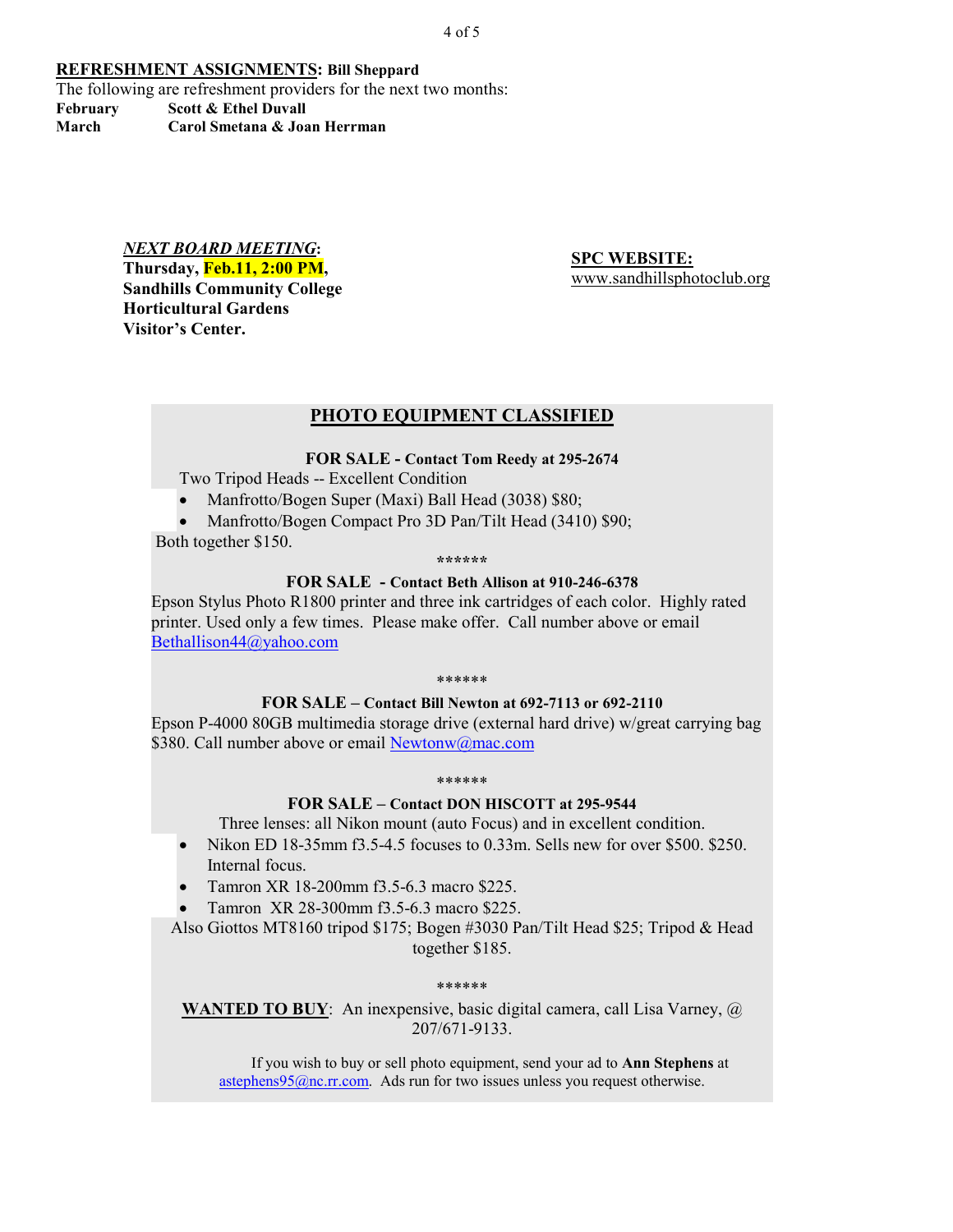**REFRESHMENT ASSIGNMENTS: Bill Sheppard**

The following are refreshment providers for the next two months:

**February** Scott & Ethel Duvall

**March** Carol Smetana & Joan Herrman

***NEXT BOARD MEETING*:**
**Thursday, Feb.11, 2:00 PM,**
**Sandhills Community College**
**Horticultural Gardens**
**Visitor's Center.**

**SPC WEBSITE:**
www.sandhillsphotoclub.org

## PHOTO EQUIPMENT CLASSIFIED

**FOR SALE - Contact Tom Reedy at 295-2674**

Two Tripod Heads -- Excellent Condition

- Manfrotto/Bogen Super (Maxi) Ball Head (3038) $80;
- Manfrotto/Bogen Compact Pro 3D Pan/Tilt Head (3410) $90;

Both together $150.

******

**FOR SALE - Contact Beth Allison at 910-246-6378**

Epson Stylus Photo R1800 printer and three ink cartridges of each color. Highly rated printer. Used only a few times. Please make offer. Call number above or email Bethallison44@yahoo.com

******

**FOR SALE – Contact Bill Newton at 692-7113 or 692-2110**

Epson P-4000 80GB multimedia storage drive (external hard drive) w/great carrying bag $380. Call number above or email Newtonw@mac.com

******

**FOR SALE – Contact DON HISCOTT at 295-9544**

Three lenses: all Nikon mount (auto Focus) and in excellent condition.

- Nikon ED 18-35mm f3.5-4.5 focuses to 0.33m. Sells new for over $500. $250. Internal focus.
- Tamron XR 18-200mm f3.5-6.3 macro $225.
- Tamron XR 28-300mm f3.5-6.3 macro $225.

Also Giottos MT8160 tripod $175; Bogen #3030 Pan/Tilt Head $25; Tripod & Head together $185.

******

**WANTED TO BUY**: An inexpensive, basic digital camera, call Lisa Varney, @ 207/671-9133.

If you wish to buy or sell photo equipment, send your ad to **Ann Stephens** at astephens95@nc.rr.com. Ads run for two issues unless you request otherwise.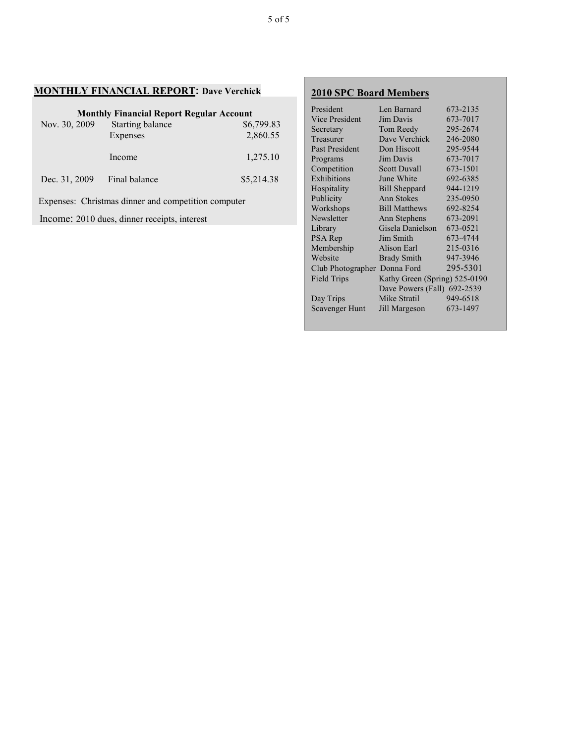## **MONTHLY FINANCIAL REPORT**: Dave Verchick

**Monthly Financial Report Regular Account**

| | | |
|---|---|---|
| Nov. 30, 2009 | Starting balance | $6,799.83 |
| | Expenses | 2,860.55 |
| | Income | 1,275.10 |
| Dec. 31, 2009 | Final balance | $5,214.38 |

Expenses: Christmas dinner and competition computer

Income: 2010 dues, dinner receipts, interest

## 2010 SPC Board Members

| | | |
|---|---|---|
| President | Len Barnard | 673-2135 |
| Vice President | Jim Davis | 673-7017 |
| Secretary | Tom Reedy | 295-2674 |
| Treasurer | Dave Verchick | 246-2080 |
| Past President | Don Hiscott | 295-9544 |
| Programs | Jim Davis | 673-7017 |
| Competition | Scott Duvall | 673-1501 |
| Exhibitions | June White | 692-6385 |
| Hospitality | Bill Sheppard | 944-1219 |
| Publicity | Ann Stokes | 235-0950 |
| Workshops | Bill Matthews | 692-8254 |
| Newsletter | Ann Stephens | 673-2091 |
| Library | Gisela Danielson | 673-0521 |
| PSA Rep | Jim Smith | 673-4744 |
| Membership | Alison Earl | 215-0316 |
| Website | Brady Smith | 947-3946 |
| Club Photographer | Donna Ford | 295-5301 |
| Field Trips | Kathy Green (Spring) | 525-0190 |
| | Dave Powers (Fall) | 692-2539 |
| Day Trips | Mike Stratil | 949-6518 |
| Scavenger Hunt | Jill Margeson | 673-1497 |